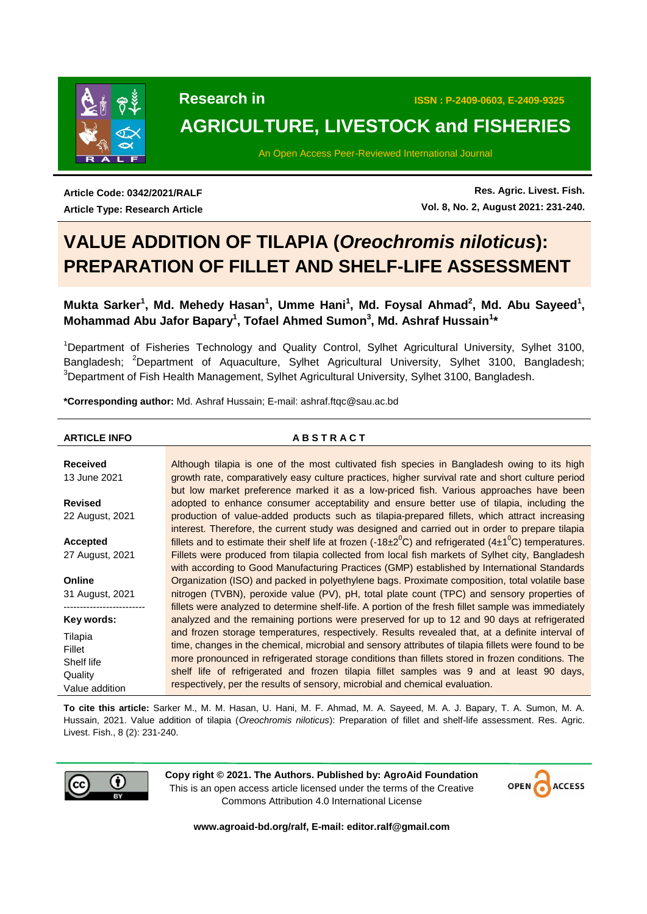Research in

# AGRICULTURE, LIVESTOCK and FISHERIES

An Open Access Peer-Reviewed International Journal

ISSN : P-2409-0603, E-2409-9325

**Article Code: 0342/2021/RALF**
**Article Type: Research Article**

**Res. Agric. Livest. Fish.**
**Vol. 8, No. 2, August 2021: 231-240.**

# VALUE ADDITION OF TILAPIA (*Oreochromis niloticus*): PREPARATION OF FILLET AND SHELF-LIFE ASSESSMENT

**Mukta Sarker[1], Md. Mehedy Hasan[1], Umme Hani[1], Md. Foysal Ahmad[2], Md. Abu Sayeed[1], Mohammad Abu Jafor Bapary[1], Tofael Ahmed Sumon[3], Md. Ashraf Hussain[1]\***

[1]Department of Fisheries Technology and Quality Control, Sylhet Agricultural University, Sylhet 3100, Bangladesh; [2]Department of Aquaculture, Sylhet Agricultural University, Sylhet 3100, Bangladesh; [3]Department of Fish Health Management, Sylhet Agricultural University, Sylhet 3100, Bangladesh.

**\*Corresponding author:** Md. Ashraf Hussain; E-mail: ashraf.ftqc@sau.ac.bd

**ARTICLE INFO**

**Received**
13 June 2021

**Revised**
22 August, 2021

**Accepted**
27 August, 2021

**Online**
31 August, 2021

**Key words:**
Tilapia
Fillet
Shelf life
Quality
Value addition

**ABSTRACT**

Although tilapia is one of the most cultivated fish species in Bangladesh owing to its high growth rate, comparatively easy culture practices, higher survival rate and short culture period but low market preference marked it as a low-priced fish. Various approaches have been adopted to enhance consumer acceptability and ensure better use of tilapia, including the production of value-added products such as tilapia-prepared fillets, which attract increasing interest. Therefore, the current study was designed and carried out in order to prepare tilapia fillets and to estimate their shelf life at frozen (-18±2$^0$C) and refrigerated (4±1$^0$C) temperatures. Fillets were produced from tilapia collected from local fish markets of Sylhet city, Bangladesh with according to Good Manufacturing Practices (GMP) established by International Standards Organization (ISO) and packed in polyethylene bags. Proximate composition, total volatile base nitrogen (TVBN), peroxide value (PV), pH, total plate count (TPC) and sensory properties of fillets were analyzed to determine shelf-life. A portion of the fresh fillet sample was immediately analyzed and the remaining portions were preserved for up to 12 and 90 days at refrigerated and frozen storage temperatures, respectively. Results revealed that, at a definite interval of time, changes in the chemical, microbial and sensory attributes of tilapia fillets were found to be more pronounced in refrigerated storage conditions than fillets stored in frozen conditions. The shelf life of refrigerated and frozen tilapia fillet samples was 9 and at least 90 days, respectively, per the results of sensory, microbial and chemical evaluation.

**To cite this article:** Sarker M., M. M. Hasan, U. Hani, M. F. Ahmad, M. A. Sayeed, M. A. J. Bapary, T. A. Sumon, M. A. Hussain, 2021. Value addition of tilapia (*Oreochromis niloticus*): Preparation of fillet and shelf-life assessment. Res. Agric. Livest. Fish., 8 (2): 231-240.

**Copy right © 2021. The Authors. Published by: AgroAid Foundation**
This is an open access article licensed under the terms of the Creative Commons Attribution 4.0 International License

**www.agroaid-bd.org/ralf, E-mail: editor.ralf@gmail.com**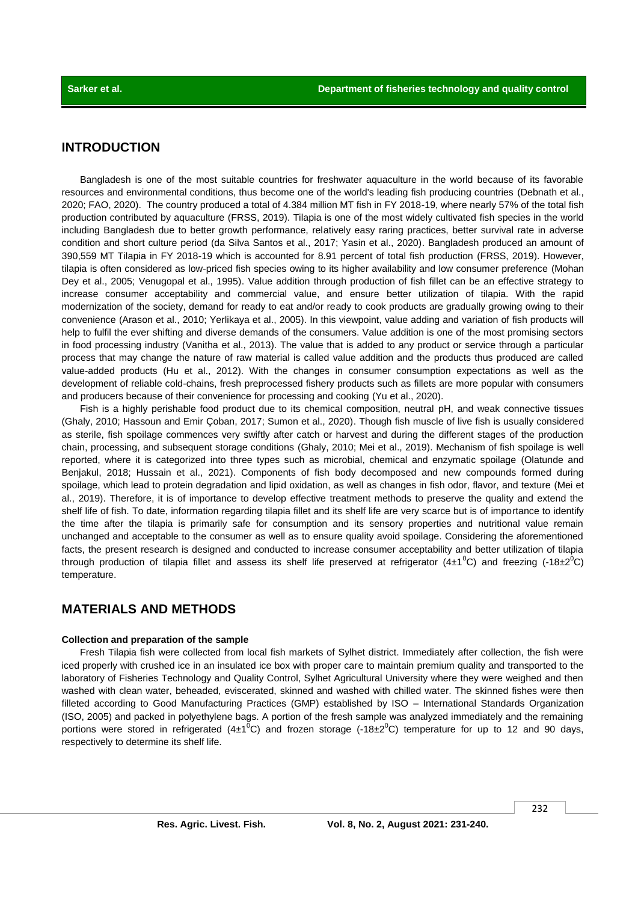## INTRODUCTION

Bangladesh is one of the most suitable countries for freshwater aquaculture in the world because of its favorable resources and environmental conditions, thus become one of the world's leading fish producing countries (Debnath et al., 2020; FAO, 2020). The country produced a total of 4.384 million MT fish in FY 2018-19, where nearly 57% of the total fish production contributed by aquaculture (FRSS, 2019). Tilapia is one of the most widely cultivated fish species in the world including Bangladesh due to better growth performance, relatively easy raring practices, better survival rate in adverse condition and short culture period (da Silva Santos et al., 2017; Yasin et al., 2020). Bangladesh produced an amount of 390,559 MT Tilapia in FY 2018-19 which is accounted for 8.91 percent of total fish production (FRSS, 2019). However, tilapia is often considered as low-priced fish species owing to its higher availability and low consumer preference (Mohan Dey et al., 2005; Venugopal et al., 1995). Value addition through production of fish fillet can be an effective strategy to increase consumer acceptability and commercial value, and ensure better utilization of tilapia. With the rapid modernization of the society, demand for ready to eat and/or ready to cook products are gradually growing owing to their convenience (Arason et al., 2010; Yerlikaya et al., 2005). In this viewpoint, value adding and variation of fish products will help to fulfil the ever shifting and diverse demands of the consumers. Value addition is one of the most promising sectors in food processing industry (Vanitha et al., 2013). The value that is added to any product or service through a particular process that may change the nature of raw material is called value addition and the products thus produced are called value-added products (Hu et al., 2012). With the changes in consumer consumption expectations as well as the development of reliable cold-chains, fresh preprocessed fishery products such as fillets are more popular with consumers and producers because of their convenience for processing and cooking (Yu et al., 2020).

Fish is a highly perishable food product due to its chemical composition, neutral pH, and weak connective tissues (Ghaly, 2010; Hassoun and Emir Çoban, 2017; Sumon et al., 2020). Though fish muscle of live fish is usually considered as sterile, fish spoilage commences very swiftly after catch or harvest and during the different stages of the production chain, processing, and subsequent storage conditions (Ghaly, 2010; Mei et al., 2019). Mechanism of fish spoilage is well reported, where it is categorized into three types such as microbial, chemical and enzymatic spoilage (Olatunde and Benjakul, 2018; Hussain et al., 2021). Components of fish body decomposed and new compounds formed during spoilage, which lead to protein degradation and lipid oxidation, as well as changes in fish odor, flavor, and texture (Mei et al., 2019). Therefore, it is of importance to develop effective treatment methods to preserve the quality and extend the shelf life of fish. To date, information regarding tilapia fillet and its shelf life are very scarce but is of importance to identify the time after the tilapia is primarily safe for consumption and its sensory properties and nutritional value remain unchanged and acceptable to the consumer as well as to ensure quality avoid spoilage. Considering the aforementioned facts, the present research is designed and conducted to increase consumer acceptability and better utilization of tilapia through production of tilapia fillet and assess its shelf life preserved at refrigerator ($4\pm1^0$C) and freezing ($-18\pm2^0$C) temperature.

## MATERIALS AND METHODS

### Collection and preparation of the sample

Fresh Tilapia fish were collected from local fish markets of Sylhet district. Immediately after collection, the fish were iced properly with crushed ice in an insulated ice box with proper care to maintain premium quality and transported to the laboratory of Fisheries Technology and Quality Control, Sylhet Agricultural University where they were weighed and then washed with clean water, beheaded, eviscerated, skinned and washed with chilled water. The skinned fishes were then filleted according to Good Manufacturing Practices (GMP) established by ISO – International Standards Organization (ISO, 2005) and packed in polyethylene bags. A portion of the fresh sample was analyzed immediately and the remaining portions were stored in refrigerated ($4\pm1^0$C) and frozen storage ($-18\pm2^0$C) temperature for up to 12 and 90 days, respectively to determine its shelf life.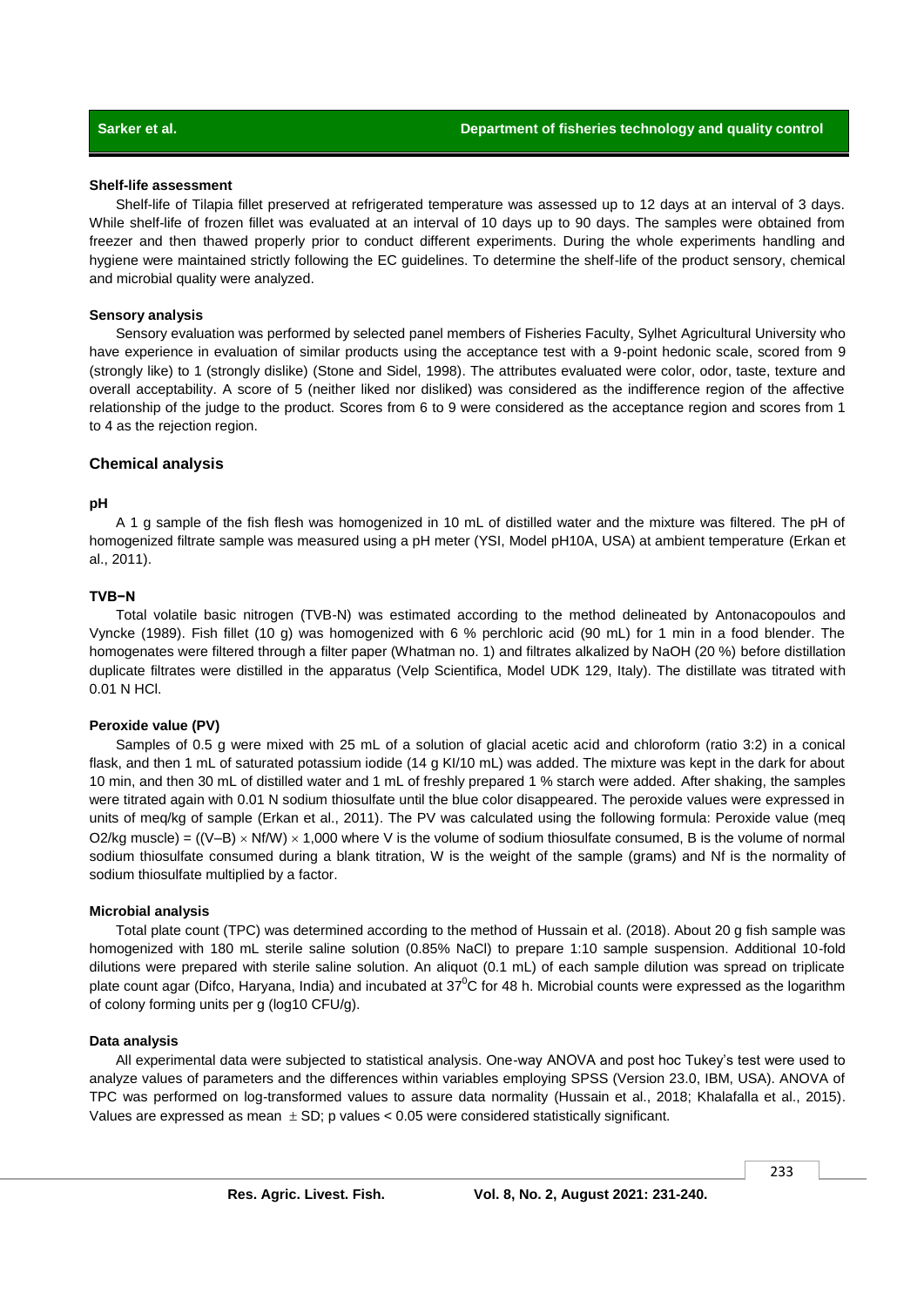### Shelf-life assessment

Shelf-life of Tilapia fillet preserved at refrigerated temperature was assessed up to 12 days at an interval of 3 days. While shelf-life of frozen fillet was evaluated at an interval of 10 days up to 90 days. The samples were obtained from freezer and then thawed properly prior to conduct different experiments. During the whole experiments handling and hygiene were maintained strictly following the EC guidelines. To determine the shelf-life of the product sensory, chemical and microbial quality were analyzed.

### Sensory analysis

Sensory evaluation was performed by selected panel members of Fisheries Faculty, Sylhet Agricultural University who have experience in evaluation of similar products using the acceptance test with a 9-point hedonic scale, scored from 9 (strongly like) to 1 (strongly dislike) (Stone and Sidel, 1998). The attributes evaluated were color, odor, taste, texture and overall acceptability. A score of 5 (neither liked nor disliked) was considered as the indifference region of the affective relationship of the judge to the product. Scores from 6 to 9 were considered as the acceptance region and scores from 1 to 4 as the rejection region.

## Chemical analysis

### pH

A 1 g sample of the fish flesh was homogenized in 10 mL of distilled water and the mixture was filtered. The pH of homogenized filtrate sample was measured using a pH meter (YSI, Model pH10A, USA) at ambient temperature (Erkan et al., 2011).

### TVB−N

Total volatile basic nitrogen (TVB-N) was estimated according to the method delineated by Antonacopoulos and Vyncke (1989). Fish fillet (10 g) was homogenized with 6 % perchloric acid (90 mL) for 1 min in a food blender. The homogenates were filtered through a filter paper (Whatman no. 1) and filtrates alkalized by NaOH (20 %) before distillation duplicate filtrates were distilled in the apparatus (Velp Scientifica, Model UDK 129, Italy). The distillate was titrated with 0.01 N HCl.

### Peroxide value (PV)

Samples of 0.5 g were mixed with 25 mL of a solution of glacial acetic acid and chloroform (ratio 3:2) in a conical flask, and then 1 mL of saturated potassium iodide (14 g KI/10 mL) was added. The mixture was kept in the dark for about 10 min, and then 30 mL of distilled water and 1 mL of freshly prepared 1 % starch were added. After shaking, the samples were titrated again with 0.01 N sodium thiosulfate until the blue color disappeared. The peroxide values were expressed in units of meq/kg of sample (Erkan et al., 2011). The PV was calculated using the following formula: Peroxide value (meq $O_2$/kg muscle) = $((V–B) \times Nf/W) \times 1,000$ where V is the volume of sodium thiosulfate consumed, B is the volume of normal sodium thiosulfate consumed during a blank titration, W is the weight of the sample (grams) and Nf is the normality of sodium thiosulfate multiplied by a factor.

### Microbial analysis

Total plate count (TPC) was determined according to the method of Hussain et al. (2018). About 20 g fish sample was homogenized with 180 mL sterile saline solution (0.85% NaCl) to prepare 1:10 sample suspension. Additional 10-fold dilutions were prepared with sterile saline solution. An aliquot (0.1 mL) of each sample dilution was spread on triplicate plate count agar (Difco, Haryana, India) and incubated at $37^0$C for 48 h. Microbial counts were expressed as the logarithm of colony forming units per g (log10 CFU/g).

### Data analysis

All experimental data were subjected to statistical analysis. One-way ANOVA and post hoc Tukey's test were used to analyze values of parameters and the differences within variables employing SPSS (Version 23.0, IBM, USA). ANOVA of TPC was performed on log-transformed values to assure data normality (Hussain et al., 2018; Khalafalla et al., 2015). Values are expressed as mean $\pm$ SD; p values < 0.05 were considered statistically significant.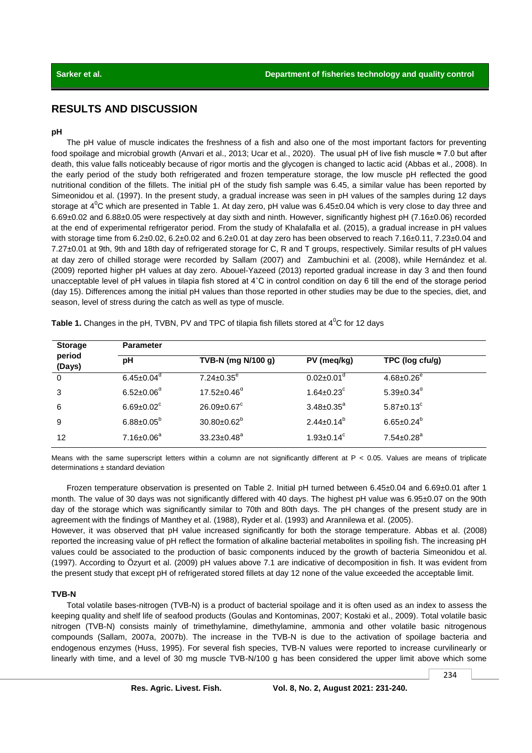## RESULTS AND DISCUSSION

### pH

The pH value of muscle indicates the freshness of a fish and also one of the most important factors for preventing food spoilage and microbial growth (Anvari et al., 2013; Ucar et al., 2020). The usual pH of live fish muscle ≈ 7.0 but after death, this value falls noticeably because of rigor mortis and the glycogen is changed to lactic acid (Abbas et al., 2008). In the early period of the study both refrigerated and frozen temperature storage, the low muscle pH reflected the good nutritional condition of the fillets. The initial pH of the study fish sample was 6.45, a similar value has been reported by Simeonidou et al. (1997). In the present study, a gradual increase was seen in pH values of the samples during 12 days storage at $4^0$C which are presented in Table 1. At day zero, pH value was 6.45±0.04 which is very close to day three and 6.69±0.02 and 6.88±0.05 were respectively at day sixth and ninth. However, significantly highest pH (7.16±0.06) recorded at the end of experimental refrigerator period. From the study of Khalafalla et al. (2015), a gradual increase in pH values with storage time from 6.2±0.02, 6.2±0.02 and 6.2±0.01 at day zero has been observed to reach 7.16±0.11, 7.23±0.04 and 7.27±0.01 at 9th, 9th and 18th day of refrigerated storage for C, R and T groups, respectively. Similar results of pH values at day zero of chilled storage were recorded by Sallam (2007) and Zambuchini et al. (2008), while Hernández et al. (2009) reported higher pH values at day zero. Abouel-Yazeed (2013) reported gradual increase in day 3 and then found unacceptable level of pH values in tilapia fish stored at 4˚C in control condition on day 6 till the end of the storage period (day 15). Differences among the initial pH values than those reported in other studies may be due to the species, diet, and season, level of stress during the catch as well as type of muscle.

**Table 1.** Changes in the pH, TVBN, PV and TPC of tilapia fish fillets stored at $4^0$C for 12 days

| Storage period (Days) | Parameter | | | |
|---|---|---|---|---|
| | pH | TVB-N (mg N/100 g) | PV (meq/kg) | TPC (log cfu/g) |
| 0 | $6.45±0.04^d$ | $7.24±0.35^e$ | $0.02±0.01^d$ | $4.68±0.26^e$ |
| 3 | $6.52±0.06^d$ | $17.52±0.46^d$ | $1.64±0.23^c$ | $5.39±0.34^d$ |
| 6 | $6.69±0.02^c$ | $26.09±0.67^c$ | $3.48±0.35^a$ | $5.87±0.13^c$ |
| 9 | $6.88±0.05^b$ | $30.80±0.62^b$ | $2.44±0.14^b$ | $6.65±0.24^b$ |
| 12 | $7.16±0.06^a$ | $33.23±0.48^a$ | $1.93±0.14^c$ | $7.54±0.28^a$ |

Means with the same superscript letters within a column are not significantly different at $P < 0.05$. Values are means of triplicate determinations ± standard deviation

Frozen temperature observation is presented on Table 2. Initial pH turned between 6.45±0.04 and 6.69±0.01 after 1 month. The value of 30 days was not significantly differed with 40 days. The highest pH value was 6.95±0.07 on the 90th day of the storage which was significantly similar to 70th and 80th days. The pH changes of the present study are in agreement with the findings of Manthey et al. (1988), Ryder et al. (1993) and Arannilewa et al. (2005).

However, it was observed that pH value increased significantly for both the storage temperature. Abbas et al. (2008) reported the increasing value of pH reflect the formation of alkaline bacterial metabolites in spoiling fish. The increasing pH values could be associated to the production of basic components induced by the growth of bacteria Simeonidou et al. (1997). According to Özyurt et al. (2009) pH values above 7.1 are indicative of decomposition in fish. It was evident from the present study that except pH of refrigerated stored fillets at day 12 none of the value exceeded the acceptable limit.

### TVB-N

Total volatile bases-nitrogen (TVB-N) is a product of bacterial spoilage and it is often used as an index to assess the keeping quality and shelf life of seafood products (Goulas and Kontominas, 2007; Kostaki et al., 2009). Total volatile basic nitrogen (TVB-N) consists mainly of trimethylamine, dimethylamine, ammonia and other volatile basic nitrogenous compounds (Sallam, 2007a, 2007b). The increase in the TVB-N is due to the activation of spoilage bacteria and endogenous enzymes (Huss, 1995). For several fish species, TVB-N values were reported to increase curvilinearly or linearly with time, and a level of 30 mg muscle TVB-N/100 g has been considered the upper limit above which some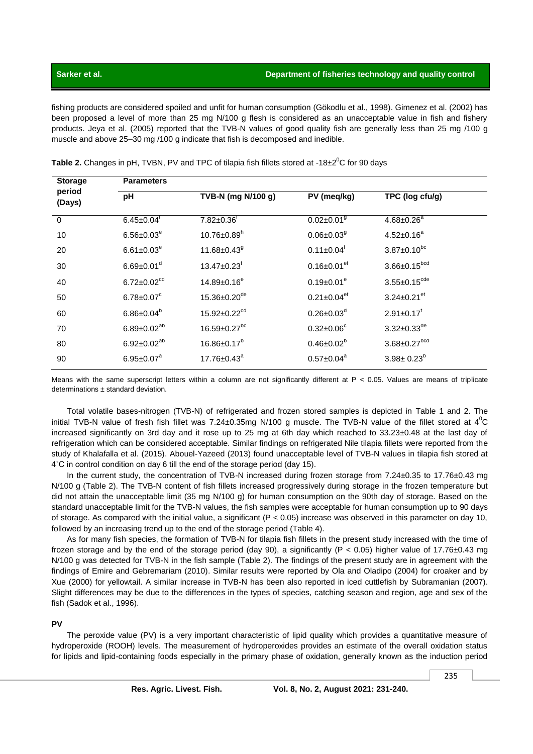fishing products are considered spoiled and unfit for human consumption (Gökodlu et al., 1998). Gimenez et al. (2002) has been proposed a level of more than 25 mg N/100 g flesh is considered as an unacceptable value in fish and fishery products. Jeya et al. (2005) reported that the TVB-N values of good quality fish are generally less than 25 mg /100 g muscle and above 25–30 mg /100 g indicate that fish is decomposed and inedible.

**Table 2.** Changes in pH, TVBN, PV and TPC of tilapia fish fillets stored at -18±2$^0$C for 90 days

| Storage period (Days) | Parameters | | | |
|---|---|---|---|---|
| | pH | TVB-N (mg N/100 g) | PV (meq/kg) | TPC (log cfu/g) |
| 0 | 6.45±0.04$^f$ | 7.82±0.36$^i$ | 0.02±0.01$^g$ | 4.68±0.26$^a$ |
| 10 | 6.56±0.03$^e$ | 10.76±0.89$^h$ | 0.06±0.03$^g$ | 4.52±0.16$^a$ |
| 20 | 6.61±0.03$^e$ | 11.68±0.43$^g$ | 0.11±0.04$^f$ | 3.87±0.10$^{bc}$ |
| 30 | 6.69±0.01$^d$ | 13.47±0.23$^f$ | 0.16±0.01$^{ef}$ | 3.66±0.15$^{bcd}$ |
| 40 | 6.72±0.02$^{cd}$ | 14.89±0.16$^e$ | 0.19±0.01$^e$ | 3.55±0.15$^{cde}$ |
| 50 | 6.78±0.07$^c$ | 15.36±0.20$^{de}$ | 0.21±0.04$^{ef}$ | 3.24±0.21$^{ef}$ |
| 60 | 6.86±0.04$^b$ | 15.92±0.22$^{cd}$ | 0.26±0.03$^d$ | 2.91±0.17$^f$ |
| 70 | 6.89±0.02$^{ab}$ | 16.59±0.27$^{bc}$ | 0.32±0.06$^c$ | 3.32±0.33$^{de}$ |
| 80 | 6.92±0.02$^{ab}$ | 16.86±0.17$^b$ | 0.46±0.02$^b$ | 3.68±0.27$^{bcd}$ |
| 90 | 6.95±0.07$^a$ | 17.76±0.43$^a$ | 0.57±0.04$^a$ | 3.98± 0.23$^b$ |

Means with the same superscript letters within a column are not significantly different at P < 0.05. Values are means of triplicate determinations ± standard deviation.

Total volatile bases-nitrogen (TVB-N) of refrigerated and frozen stored samples is depicted in Table 1 and 2. The initial TVB-N value of fresh fish fillet was 7.24±0.35mg N/100 g muscle. The TVB-N value of the fillet stored at 4$^0$C increased significantly on 3rd day and it rose up to 25 mg at 6th day which reached to 33.23±0.48 at the last day of refrigeration which can be considered acceptable. Similar findings on refrigerated Nile tilapia fillets were reported from the study of Khalafalla et al. (2015). Abouel-Yazeed (2013) found unacceptable level of TVB-N values in tilapia fish stored at 4˚C in control condition on day 6 till the end of the storage period (day 15).

In the current study, the concentration of TVB-N increased during frozen storage from 7.24±0.35 to 17.76±0.43 mg N/100 g (Table 2). The TVB-N content of fish fillets increased progressively during storage in the frozen temperature but did not attain the unacceptable limit (35 mg N/100 g) for human consumption on the 90th day of storage. Based on the standard unacceptable limit for the TVB-N values, the fish samples were acceptable for human consumption up to 90 days of storage. As compared with the initial value, a significant (P < 0.05) increase was observed in this parameter on day 10, followed by an increasing trend up to the end of the storage period (Table 4).

As for many fish species, the formation of TVB-N for tilapia fish fillets in the present study increased with the time of frozen storage and by the end of the storage period (day 90), a significantly (P < 0.05) higher value of 17.76±0.43 mg N/100 g was detected for TVB-N in the fish sample (Table 2). The findings of the present study are in agreement with the findings of Emire and Gebremariam (2010). Similar results were reported by Ola and Oladipo (2004) for croaker and by Xue (2000) for yellowtail. A similar increase in TVB-N has been also reported in iced cuttlefish by Subramanian (2007). Slight differences may be due to the differences in the types of species, catching season and region, age and sex of the fish (Sadok et al., 1996).

**PV**

The peroxide value (PV) is a very important characteristic of lipid quality which provides a quantitative measure of hydroperoxide (ROOH) levels. The measurement of hydroperoxides provides an estimate of the overall oxidation status for lipids and lipid-containing foods especially in the primary phase of oxidation, generally known as the induction period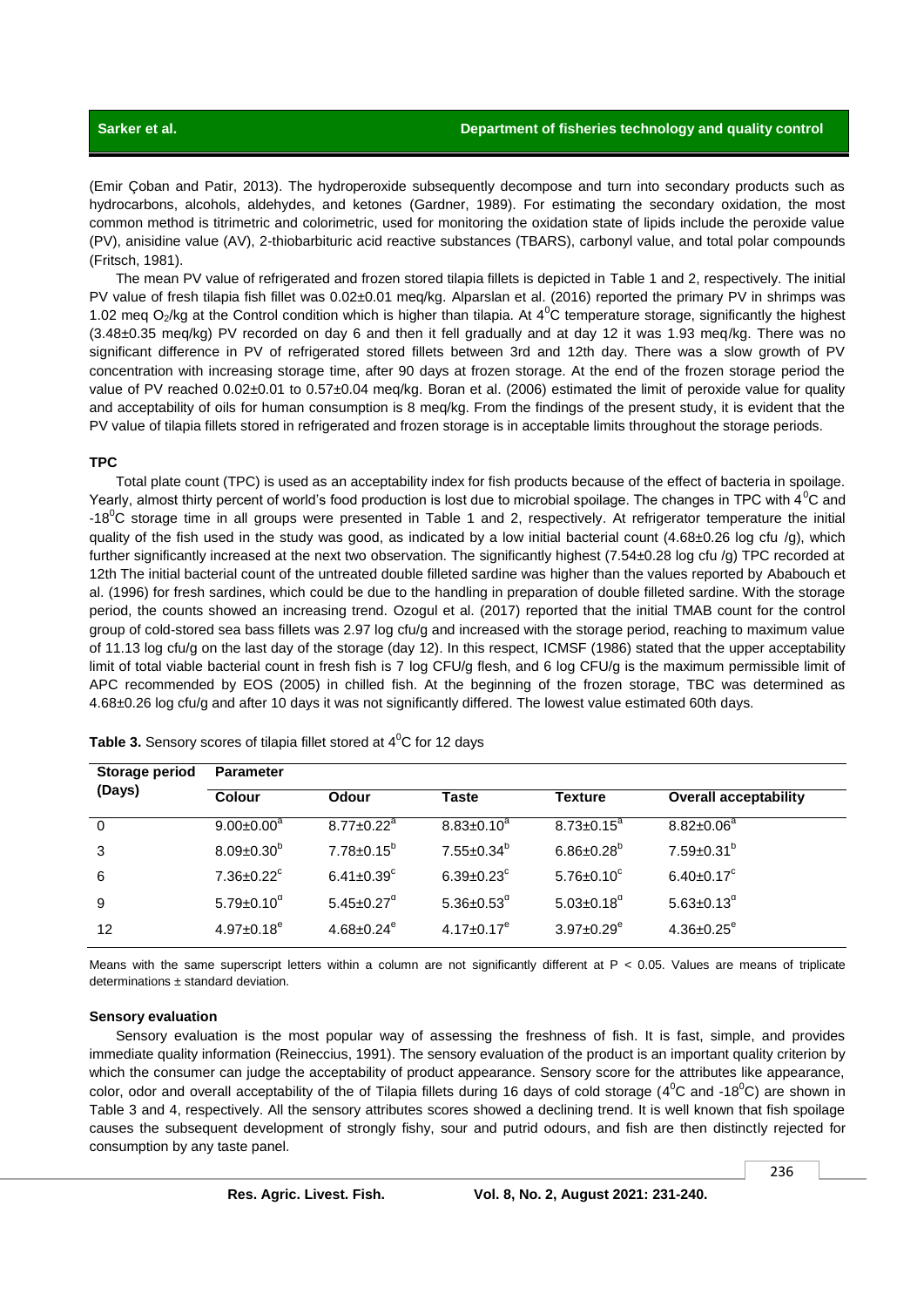(Emir Çoban and Patir, 2013). The hydroperoxide subsequently decompose and turn into secondary products such as hydrocarbons, alcohols, aldehydes, and ketones (Gardner, 1989). For estimating the secondary oxidation, the most common method is titrimetric and colorimetric, used for monitoring the oxidation state of lipids include the peroxide value (PV), anisidine value (AV), 2-thiobarbituric acid reactive substances (TBARS), carbonyl value, and total polar compounds (Fritsch, 1981).

The mean PV value of refrigerated and frozen stored tilapia fillets is depicted in Table 1 and 2, respectively. The initial PV value of fresh tilapia fish fillet was 0.02±0.01 meq/kg. Alparslan et al. (2016) reported the primary PV in shrimps was 1.02 meq $O_2$/kg at the Control condition which is higher than tilapia. At $4^0$C temperature storage, significantly the highest (3.48±0.35 meq/kg) PV recorded on day 6 and then it fell gradually and at day 12 it was 1.93 meq/kg. There was no significant difference in PV of refrigerated stored fillets between 3rd and 12th day. There was a slow growth of PV concentration with increasing storage time, after 90 days at frozen storage. At the end of the frozen storage period the value of PV reached 0.02±0.01 to 0.57±0.04 meq/kg. Boran et al. (2006) estimated the limit of peroxide value for quality and acceptability of oils for human consumption is 8 meq/kg. From the findings of the present study, it is evident that the PV value of tilapia fillets stored in refrigerated and frozen storage is in acceptable limits throughout the storage periods.

### TPC

Total plate count (TPC) is used as an acceptability index for fish products because of the effect of bacteria in spoilage. Yearly, almost thirty percent of world's food production is lost due to microbial spoilage. The changes in TPC with $4^0$C and $-18^0$C storage time in all groups were presented in Table 1 and 2, respectively. At refrigerator temperature the initial quality of the fish used in the study was good, as indicated by a low initial bacterial count (4.68±0.26 log cfu /g), which further significantly increased at the next two observation. The significantly highest (7.54±0.28 log cfu /g) TPC recorded at 12th The initial bacterial count of the untreated double filleted sardine was higher than the values reported by Ababouch et al. (1996) for fresh sardines, which could be due to the handling in preparation of double filleted sardine. With the storage period, the counts showed an increasing trend. Ozogul et al. (2017) reported that the initial TMAB count for the control group of cold-stored sea bass fillets was 2.97 log cfu/g and increased with the storage period, reaching to maximum value of 11.13 log cfu/g on the last day of the storage (day 12). In this respect, ICMSF (1986) stated that the upper acceptability limit of total viable bacterial count in fresh fish is 7 log CFU/g flesh, and 6 log CFU/g is the maximum permissible limit of APC recommended by EOS (2005) in chilled fish. At the beginning of the frozen storage, TBC was determined as 4.68±0.26 log cfu/g and after 10 days it was not significantly differed. The lowest value estimated 60th days.

**Table 3.** Sensory scores of tilapia fillet stored at $4^0$C for 12 days

| Storage period (Days) | Parameter | | | | |
|---|---|---|---|---|---|
| | Colour | Odour | Taste | Texture | Overall acceptability |
| 0 | $9.00±0.00^a$ | $8.77±0.22^a$ | $8.83±0.10^a$ | $8.73±0.15^a$ | $8.82±0.06^a$ |
| 3 | $8.09±0.30^b$ | $7.78±0.15^b$ | $7.55±0.34^b$ | $6.86±0.28^b$ | $7.59±0.31^b$ |
| 6 | $7.36±0.22^c$ | $6.41±0.39^c$ | $6.39±0.23^c$ | $5.76±0.10^c$ | $6.40±0.17^c$ |
| 9 | $5.79±0.10^d$ | $5.45±0.27^d$ | $5.36±0.53^d$ | $5.03±0.18^d$ | $5.63±0.13^d$ |
| 12 | $4.97±0.18^e$ | $4.68±0.24^e$ | $4.17±0.17^e$ | $3.97±0.29^e$ | $4.36±0.25^e$ |

Means with the same superscript letters within a column are not significantly different at $P < 0.05$. Values are means of triplicate determinations ± standard deviation.

### Sensory evaluation

Sensory evaluation is the most popular way of assessing the freshness of fish. It is fast, simple, and provides immediate quality information (Reineccius, 1991). The sensory evaluation of the product is an important quality criterion by which the consumer can judge the acceptability of product appearance. Sensory score for the attributes like appearance, color, odor and overall acceptability of the of Tilapia fillets during 16 days of cold storage ($4^0$C and $-18^0$C) are shown in Table 3 and 4, respectively. All the sensory attributes scores showed a declining trend. It is well known that fish spoilage causes the subsequent development of strongly fishy, sour and putrid odours, and fish are then distinctly rejected for consumption by any taste panel.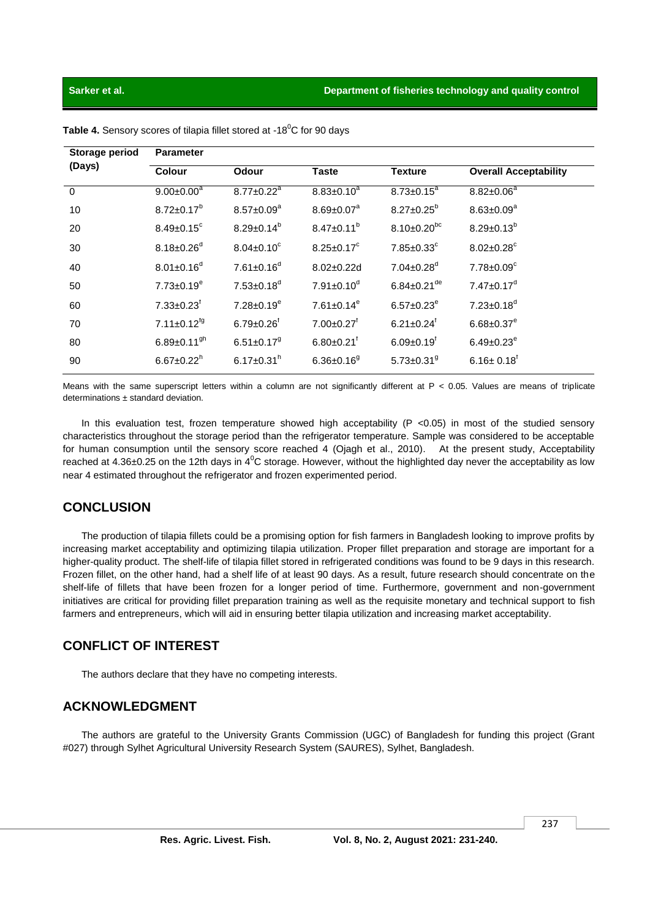**Table 4.** Sensory scores of tilapia fillet stored at -18$^0$C for 90 days

| Storage period (Days) | Parameter | | | | |
|---|---|---|---|---|---|
| | Colour | Odour | Taste | Texture | Overall Acceptability |
| 0 | $9.00±0.00^a$ | $8.77±0.22^a$ | $8.83±0.10^a$ | $8.73±0.15^a$ | $8.82±0.06^a$ |
| 10 | $8.72±0.17^b$ | $8.57±0.09^a$ | $8.69±0.07^a$ | $8.27±0.25^b$ | $8.63±0.09^a$ |
| 20 | $8.49±0.15^c$ | $8.29±0.14^b$ | $8.47±0.11^b$ | $8.10±0.20^{bc}$ | $8.29±0.13^b$ |
| 30 | $8.18±0.26^d$ | $8.04±0.10^c$ | $8.25±0.17^c$ | $7.85±0.33^c$ | $8.02±0.28^c$ |
| 40 | $8.01±0.16^d$ | $7.61±0.16^d$ | 8.02±0.22d | $7.04±0.28^d$ | $7.78±0.09^c$ |
| 50 | $7.73±0.19^e$ | $7.53±0.18^d$ | $7.91±0.10^d$ | $6.84±0.21^{de}$ | $7.47±0.17^d$ |
| 60 | $7.33±0.23^f$ | $7.28±0.19^e$ | $7.61±0.14^e$ | $6.57±0.23^e$ | $7.23±0.18^d$ |
| 70 | $7.11±0.12^{fg}$ | $6.79±0.26^f$ | $7.00±0.27^f$ | $6.21±0.24^f$ | $6.68±0.37^e$ |
| 80 | $6.89±0.11^{gh}$ | $6.51±0.17^g$ | $6.80±0.21^f$ | $6.09±0.19^f$ | $6.49±0.23^e$ |
| 90 | $6.67±0.22^h$ | $6.17±0.31^h$ | $6.36±0.16^g$ | $5.73±0.31^g$ | $6.16± 0.18^f$ |

Means with the same superscript letters within a column are not significantly different at P < 0.05. Values are means of triplicate determinations ± standard deviation.

In this evaluation test, frozen temperature showed high acceptability (P <0.05) in most of the studied sensory characteristics throughout the storage period than the refrigerator temperature. Sample was considered to be acceptable for human consumption until the sensory score reached 4 (Ojagh et al., 2010). At the present study, Acceptability reached at 4.36±0.25 on the 12th days in 4$^0$C storage. However, without the highlighted day never the acceptability as low near 4 estimated throughout the refrigerator and frozen experimented period.

## CONCLUSION

The production of tilapia fillets could be a promising option for fish farmers in Bangladesh looking to improve profits by increasing market acceptability and optimizing tilapia utilization. Proper fillet preparation and storage are important for a higher-quality product. The shelf-life of tilapia fillet stored in refrigerated conditions was found to be 9 days in this research. Frozen fillet, on the other hand, had a shelf life of at least 90 days. As a result, future research should concentrate on the shelf-life of fillets that have been frozen for a longer period of time. Furthermore, government and non-government initiatives are critical for providing fillet preparation training as well as the requisite monetary and technical support to fish farmers and entrepreneurs, which will aid in ensuring better tilapia utilization and increasing market acceptability.

## CONFLICT OF INTEREST

The authors declare that they have no competing interests.

## ACKNOWLEDGMENT

The authors are grateful to the University Grants Commission (UGC) of Bangladesh for funding this project (Grant #027) through Sylhet Agricultural University Research System (SAURES), Sylhet, Bangladesh.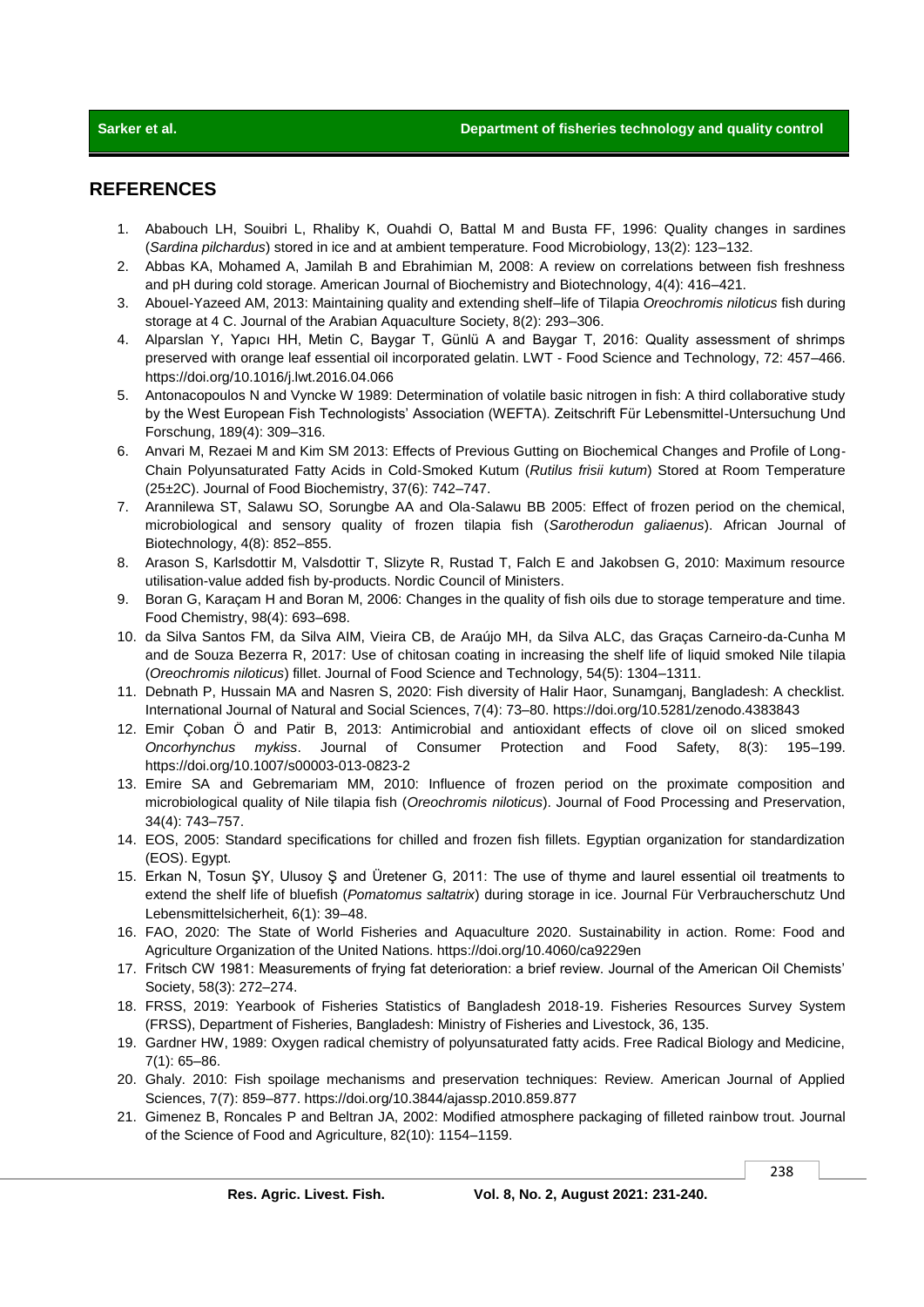## REFERENCES

1. Ababouch LH, Souibri L, Rhaliby K, Ouahdi O, Battal M and Busta FF, 1996: Quality changes in sardines (*Sardina pilchardus*) stored in ice and at ambient temperature. Food Microbiology, 13(2): 123–132.
2. Abbas KA, Mohamed A, Jamilah B and Ebrahimian M, 2008: A review on correlations between fish freshness and pH during cold storage. American Journal of Biochemistry and Biotechnology, 4(4): 416–421.
3. Abouel-Yazeed AM, 2013: Maintaining quality and extending shelf–life of Tilapia *Oreochromis niloticus* fish during storage at 4 C. Journal of the Arabian Aquaculture Society, 8(2): 293–306.
4. Alparslan Y, Yapıcı HH, Metin C, Baygar T, Günlü A and Baygar T, 2016: Quality assessment of shrimps preserved with orange leaf essential oil incorporated gelatin. LWT - Food Science and Technology, 72: 457–466. https://doi.org/10.1016/j.lwt.2016.04.066
5. Antonacopoulos N and Vyncke W 1989: Determination of volatile basic nitrogen in fish: A third collaborative study by the West European Fish Technologists' Association (WEFTA). Zeitschrift Für Lebensmittel-Untersuchung Und Forschung, 189(4): 309–316.
6. Anvari M, Rezaei M and Kim SM 2013: Effects of Previous Gutting on Biochemical Changes and Profile of Long-Chain Polyunsaturated Fatty Acids in Cold-Smoked Kutum (*Rutilus frisii kutum*) Stored at Room Temperature (25±2C). Journal of Food Biochemistry, 37(6): 742–747.
7. Arannilewa ST, Salawu SO, Sorungbe AA and Ola-Salawu BB 2005: Effect of frozen period on the chemical, microbiological and sensory quality of frozen tilapia fish (*Sarotherodun galiaenus*). African Journal of Biotechnology, 4(8): 852–855.
8. Arason S, Karlsdottir M, Valsdottir T, Slizyte R, Rustad T, Falch E and Jakobsen G, 2010: Maximum resource utilisation-value added fish by-products. Nordic Council of Ministers.
9. Boran G, Karaçam H and Boran M, 2006: Changes in the quality of fish oils due to storage temperature and time. Food Chemistry, 98(4): 693–698.
10. da Silva Santos FM, da Silva AIM, Vieira CB, de Araújo MH, da Silva ALC, das Graças Carneiro-da-Cunha M and de Souza Bezerra R, 2017: Use of chitosan coating in increasing the shelf life of liquid smoked Nile tilapia (*Oreochromis niloticus*) fillet. Journal of Food Science and Technology, 54(5): 1304–1311.
11. Debnath P, Hussain MA and Nasren S, 2020: Fish diversity of Halir Haor, Sunamganj, Bangladesh: A checklist. International Journal of Natural and Social Sciences, 7(4): 73–80. https://doi.org/10.5281/zenodo.4383843
12. Emir Çoban Ö and Patir B, 2013: Antimicrobial and antioxidant effects of clove oil on sliced smoked *Oncorhynchus mykiss*. Journal of Consumer Protection and Food Safety, 8(3): 195–199. https://doi.org/10.1007/s00003-013-0823-2
13. Emire SA and Gebremariam MM, 2010: Influence of frozen period on the proximate composition and microbiological quality of Nile tilapia fish (*Oreochromis niloticus*). Journal of Food Processing and Preservation, 34(4): 743–757.
14. EOS, 2005: Standard specifications for chilled and frozen fish fillets. Egyptian organization for standardization (EOS). Egypt.
15. Erkan N, Tosun ŞY, Ulusoy Ş and Üretener G, 2011: The use of thyme and laurel essential oil treatments to extend the shelf life of bluefish (*Pomatomus saltatrix*) during storage in ice. Journal Für Verbraucherschutz Und Lebensmittelsicherheit, 6(1): 39–48.
16. FAO, 2020: The State of World Fisheries and Aquaculture 2020. Sustainability in action. Rome: Food and Agriculture Organization of the United Nations. https://doi.org/10.4060/ca9229en
17. Fritsch CW 1981: Measurements of frying fat deterioration: a brief review. Journal of the American Oil Chemists' Society, 58(3): 272–274.
18. FRSS, 2019: Yearbook of Fisheries Statistics of Bangladesh 2018-19. Fisheries Resources Survey System (FRSS), Department of Fisheries, Bangladesh: Ministry of Fisheries and Livestock, 36, 135.
19. Gardner HW, 1989: Oxygen radical chemistry of polyunsaturated fatty acids. Free Radical Biology and Medicine, 7(1): 65–86.
20. Ghaly. 2010: Fish spoilage mechanisms and preservation techniques: Review. American Journal of Applied Sciences, 7(7): 859–877. https://doi.org/10.3844/ajassp.2010.859.877
21. Gimenez B, Roncales P and Beltran JA, 2002: Modified atmosphere packaging of filleted rainbow trout. Journal of the Science of Food and Agriculture, 82(10): 1154–1159.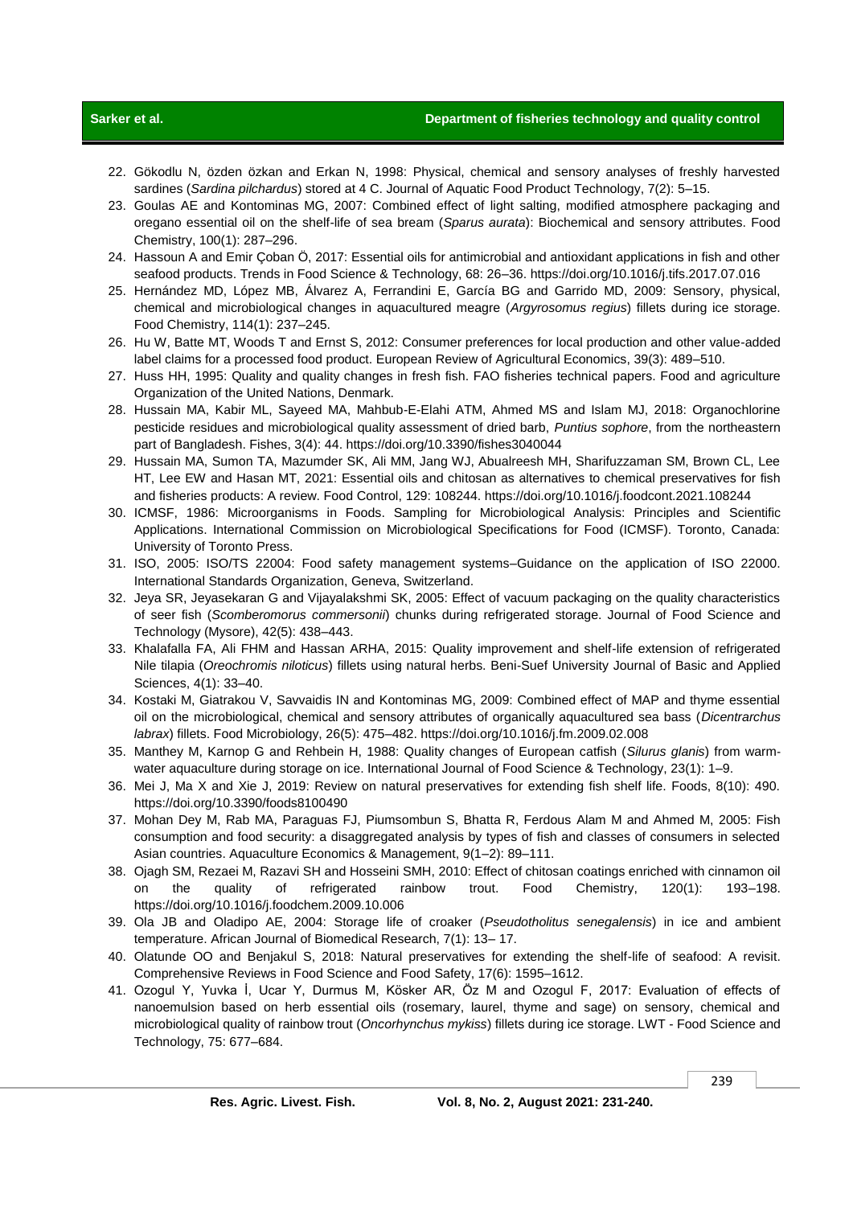22. Gökodlu N, özden özkan and Erkan N, 1998: Physical, chemical and sensory analyses of freshly harvested sardines (*Sardina pilchardus*) stored at 4 C. Journal of Aquatic Food Product Technology, 7(2): 5–15.
23. Goulas AE and Kontominas MG, 2007: Combined effect of light salting, modified atmosphere packaging and oregano essential oil on the shelf-life of sea bream (*Sparus aurata*): Biochemical and sensory attributes. Food Chemistry, 100(1): 287–296.
24. Hassoun A and Emir Çoban Ö, 2017: Essential oils for antimicrobial and antioxidant applications in fish and other seafood products. Trends in Food Science & Technology, 68: 26–36. https://doi.org/10.1016/j.tifs.2017.07.016
25. Hernández MD, López MB, Álvarez A, Ferrandini E, García BG and Garrido MD, 2009: Sensory, physical, chemical and microbiological changes in aquacultured meagre (*Argyrosomus regius*) fillets during ice storage. Food Chemistry, 114(1): 237–245.
26. Hu W, Batte MT, Woods T and Ernst S, 2012: Consumer preferences for local production and other value-added label claims for a processed food product. European Review of Agricultural Economics, 39(3): 489–510.
27. Huss HH, 1995: Quality and quality changes in fresh fish. FAO fisheries technical papers. Food and agriculture Organization of the United Nations, Denmark.
28. Hussain MA, Kabir ML, Sayeed MA, Mahbub-E-Elahi ATM, Ahmed MS and Islam MJ, 2018: Organochlorine pesticide residues and microbiological quality assessment of dried barb, *Puntius sophore*, from the northeastern part of Bangladesh. Fishes, 3(4): 44. https://doi.org/10.3390/fishes3040044
29. Hussain MA, Sumon TA, Mazumder SK, Ali MM, Jang WJ, Abualreesh MH, Sharifuzzaman SM, Brown CL, Lee HT, Lee EW and Hasan MT, 2021: Essential oils and chitosan as alternatives to chemical preservatives for fish and fisheries products: A review. Food Control, 129: 108244. https://doi.org/10.1016/j.foodcont.2021.108244
30. ICMSF, 1986: Microorganisms in Foods. Sampling for Microbiological Analysis: Principles and Scientific Applications. International Commission on Microbiological Specifications for Food (ICMSF). Toronto, Canada: University of Toronto Press.
31. ISO, 2005: ISO/TS 22004: Food safety management systems–Guidance on the application of ISO 22000. International Standards Organization, Geneva, Switzerland.
32. Jeya SR, Jeyasekaran G and Vijayalakshmi SK, 2005: Effect of vacuum packaging on the quality characteristics of seer fish (*Scomberomorus commersonii*) chunks during refrigerated storage. Journal of Food Science and Technology (Mysore), 42(5): 438–443.
33. Khalafalla FA, Ali FHM and Hassan ARHA, 2015: Quality improvement and shelf-life extension of refrigerated Nile tilapia (*Oreochromis niloticus*) fillets using natural herbs. Beni-Suef University Journal of Basic and Applied Sciences, 4(1): 33–40.
34. Kostaki M, Giatrakou V, Savvaidis IN and Kontominas MG, 2009: Combined effect of MAP and thyme essential oil on the microbiological, chemical and sensory attributes of organically aquacultured sea bass (*Dicentrarchus labrax*) fillets. Food Microbiology, 26(5): 475–482. https://doi.org/10.1016/j.fm.2009.02.008
35. Manthey M, Karnop G and Rehbein H, 1988: Quality changes of European catfish (*Silurus glanis*) from warm-water aquaculture during storage on ice. International Journal of Food Science & Technology, 23(1): 1–9.
36. Mei J, Ma X and Xie J, 2019: Review on natural preservatives for extending fish shelf life. Foods, 8(10): 490. https://doi.org/10.3390/foods8100490
37. Mohan Dey M, Rab MA, Paraguas FJ, Piumsombun S, Bhatta R, Ferdous Alam M and Ahmed M, 2005: Fish consumption and food security: a disaggregated analysis by types of fish and classes of consumers in selected Asian countries. Aquaculture Economics & Management, 9(1–2): 89–111.
38. Ojagh SM, Rezaei M, Razavi SH and Hosseini SMH, 2010: Effect of chitosan coatings enriched with cinnamon oil on the quality of refrigerated rainbow trout. Food Chemistry, 120(1): 193–198. https://doi.org/10.1016/j.foodchem.2009.10.006
39. Ola JB and Oladipo AE, 2004: Storage life of croaker (*Pseudotholitus senegalensis*) in ice and ambient temperature. African Journal of Biomedical Research, 7(1): 13– 17.
40. Olatunde OO and Benjakul S, 2018: Natural preservatives for extending the shelf-life of seafood: A revisit. Comprehensive Reviews in Food Science and Food Safety, 17(6): 1595–1612.
41. Ozogul Y, Yuvka İ, Ucar Y, Durmus M, Kösker AR, Öz M and Ozogul F, 2017: Evaluation of effects of nanoemulsion based on herb essential oils (rosemary, laurel, thyme and sage) on sensory, chemical and microbiological quality of rainbow trout (*Oncorhynchus mykiss*) fillets during ice storage. LWT - Food Science and Technology, 75: 677–684.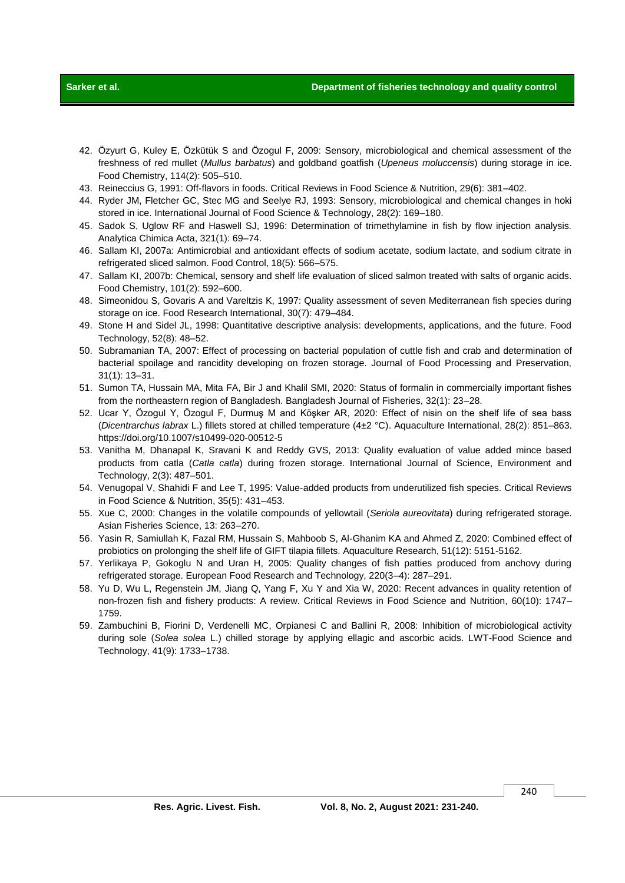42. Özyurt G, Kuley E, Özkütük S and Özogul F, 2009: Sensory, microbiological and chemical assessment of the freshness of red mullet (*Mullus barbatus*) and goldband goatfish (*Upeneus moluccensis*) during storage in ice. Food Chemistry, 114(2): 505–510.
43. Reineccius G, 1991: Off-flavors in foods. Critical Reviews in Food Science & Nutrition, 29(6): 381–402.
44. Ryder JM, Fletcher GC, Stec MG and Seelye RJ, 1993: Sensory, microbiological and chemical changes in hoki stored in ice. International Journal of Food Science & Technology, 28(2): 169–180.
45. Sadok S, Uglow RF and Haswell SJ, 1996: Determination of trimethylamine in fish by flow injection analysis. Analytica Chimica Acta, 321(1): 69–74.
46. Sallam KI, 2007a: Antimicrobial and antioxidant effects of sodium acetate, sodium lactate, and sodium citrate in refrigerated sliced salmon. Food Control, 18(5): 566–575.
47. Sallam KI, 2007b: Chemical, sensory and shelf life evaluation of sliced salmon treated with salts of organic acids. Food Chemistry, 101(2): 592–600.
48. Simeonidou S, Govaris A and Vareltzis K, 1997: Quality assessment of seven Mediterranean fish species during storage on ice. Food Research International, 30(7): 479–484.
49. Stone H and Sidel JL, 1998: Quantitative descriptive analysis: developments, applications, and the future. Food Technology, 52(8): 48–52.
50. Subramanian TA, 2007: Effect of processing on bacterial population of cuttle fish and crab and determination of bacterial spoilage and rancidity developing on frozen storage. Journal of Food Processing and Preservation, 31(1): 13–31.
51. Sumon TA, Hussain MA, Mita FA, Bir J and Khalil SMI, 2020: Status of formalin in commercially important fishes from the northeastern region of Bangladesh. Bangladesh Journal of Fisheries, 32(1): 23–28.
52. Ucar Y, Özogul Y, Özogul F, Durmuş M and Köşker AR, 2020: Effect of nisin on the shelf life of sea bass (*Dicentrarchus labrax* L.) fillets stored at chilled temperature (4±2 °C). Aquaculture International, 28(2): 851–863. https://doi.org/10.1007/s10499-020-00512-5
53. Vanitha M, Dhanapal K, Sravani K and Reddy GVS, 2013: Quality evaluation of value added mince based products from catla (*Catla catla*) during frozen storage. International Journal of Science, Environment and Technology, 2(3): 487–501.
54. Venugopal V, Shahidi F and Lee T, 1995: Value-added products from underutilized fish species. Critical Reviews in Food Science & Nutrition, 35(5): 431–453.
55. Xue C, 2000: Changes in the volatile compounds of yellowtail (*Seriola aureovitata*) during refrigerated storage. Asian Fisheries Science, 13: 263–270.
56. Yasin R, Samiullah K, Fazal RM, Hussain S, Mahboob S, Al-Ghanim KA and Ahmed Z, 2020: Combined effect of probiotics on prolonging the shelf life of GIFT tilapia fillets. Aquaculture Research, 51(12): 5151-5162.
57. Yerlikaya P, Gokoglu N and Uran H, 2005: Quality changes of fish patties produced from anchovy during refrigerated storage. European Food Research and Technology, 220(3–4): 287–291.
58. Yu D, Wu L, Regenstein JM, Jiang Q, Yang F, Xu Y and Xia W, 2020: Recent advances in quality retention of non-frozen fish and fishery products: A review. Critical Reviews in Food Science and Nutrition, 60(10): 1747–1759.
59. Zambuchini B, Fiorini D, Verdenelli MC, Orpianesi C and Ballini R, 2008: Inhibition of microbiological activity during sole (*Solea solea* L.) chilled storage by applying ellagic and ascorbic acids. LWT-Food Science and Technology, 41(9): 1733–1738.